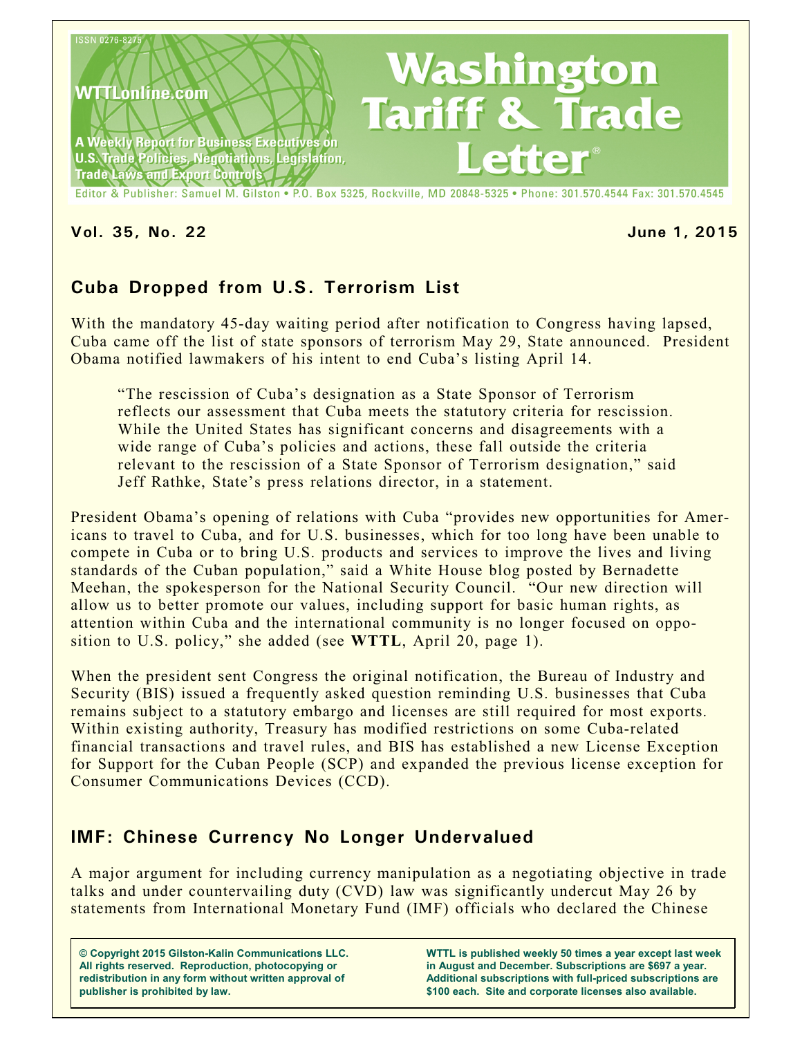# Washington Tariff & Trade Letter

ISSN 0276-8275

WTTLonline.com

A Weekly Report for Business Executives on U.S. Trade Policies, Negotiations, Legislation, Trade Laws and Export Controls

Editor & Publisher: Samuel M. Gilston • P.O. Box 5325, Rockville, MD 20848-5325 • Phone: 301.570.4544 Fax: 301.570.4545

**Vol. 35, No. 22** **June 1, 2015**

## Cuba Dropped from U.S. Terrorism List

With the mandatory 45-day waiting period after notification to Congress having lapsed, Cuba came off the list of state sponsors of terrorism May 29, State announced. President Obama notified lawmakers of his intent to end Cuba's listing April 14.

> "The rescission of Cuba's designation as a State Sponsor of Terrorism reflects our assessment that Cuba meets the statutory criteria for rescission. While the United States has significant concerns and disagreements with a wide range of Cuba's policies and actions, these fall outside the criteria relevant to the rescission of a State Sponsor of Terrorism designation," said Jeff Rathke, State's press relations director, in a statement.

President Obama's opening of relations with Cuba "provides new opportunities for Americans to travel to Cuba, and for U.S. businesses, which for too long have been unable to compete in Cuba or to bring U.S. products and services to improve the lives and living standards of the Cuban population," said a White House blog posted by Bernadette Meehan, the spokesperson for the National Security Council. "Our new direction will allow us to better promote our values, including support for basic human rights, as attention within Cuba and the international community is no longer focused on opposition to U.S. policy," she added (see **WTTL**, April 20, page 1).

When the president sent Congress the original notification, the Bureau of Industry and Security (BIS) issued a frequently asked question reminding U.S. businesses that Cuba remains subject to a statutory embargo and licenses are still required for most exports. Within existing authority, Treasury has modified restrictions on some Cuba-related financial transactions and travel rules, and BIS has established a new License Exception for Support for the Cuban People (SCP) and expanded the previous license exception for Consumer Communications Devices (CCD).

## IMF: Chinese Currency No Longer Undervalued

A major argument for including currency manipulation as a negotiating objective in trade talks and under countervailing duty (CVD) law was significantly undercut May 26 by statements from International Monetary Fund (IMF) officials who declared the Chinese

**© Copyright 2015 Gilston-Kalin Communications LLC. All rights reserved. Reproduction, photocopying or redistribution in any form without written approval of publisher is prohibited by law.**

**WTTL is published weekly 50 times a year except last week in August and December. Subscriptions are $697 a year. Additional subscriptions with full-priced subscriptions are $100 each. Site and corporate licenses also available.**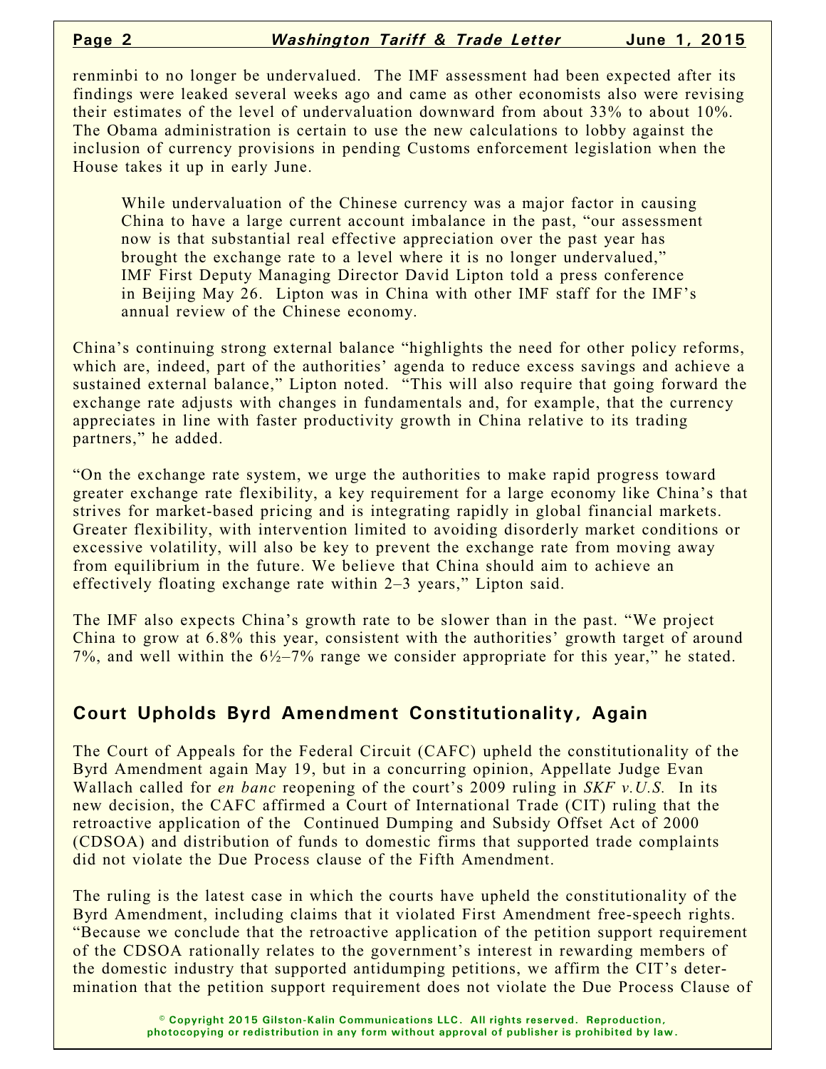renminbi to no longer be undervalued. The IMF assessment had been expected after its findings were leaked several weeks ago and came as other economists also were revising their estimates of the level of undervaluation downward from about 33% to about 10%. The Obama administration is certain to use the new calculations to lobby against the inclusion of currency provisions in pending Customs enforcement legislation when the House takes it up in early June.

> While undervaluation of the Chinese currency was a major factor in causing China to have a large current account imbalance in the past, "our assessment now is that substantial real effective appreciation over the past year has brought the exchange rate to a level where it is no longer undervalued," IMF First Deputy Managing Director David Lipton told a press conference in Beijing May 26. Lipton was in China with other IMF staff for the IMF's annual review of the Chinese economy.

China's continuing strong external balance "highlights the need for other policy reforms, which are, indeed, part of the authorities' agenda to reduce excess savings and achieve a sustained external balance," Lipton noted. "This will also require that going forward the exchange rate adjusts with changes in fundamentals and, for example, that the currency appreciates in line with faster productivity growth in China relative to its trading partners," he added.

"On the exchange rate system, we urge the authorities to make rapid progress toward greater exchange rate flexibility, a key requirement for a large economy like China's that strives for market-based pricing and is integrating rapidly in global financial markets. Greater flexibility, with intervention limited to avoiding disorderly market conditions or excessive volatility, will also be key to prevent the exchange rate from moving away from equilibrium in the future. We believe that China should aim to achieve an effectively floating exchange rate within 2–3 years," Lipton said.

The IMF also expects China's growth rate to be slower than in the past. "We project China to grow at 6.8% this year, consistent with the authorities' growth target of around 7%, and well within the 6½–7% range we consider appropriate for this year," he stated.

## Court Upholds Byrd Amendment Constitutionality, Again

The Court of Appeals for the Federal Circuit (CAFC) upheld the constitutionality of the Byrd Amendment again May 19, but in a concurring opinion, Appellate Judge Evan Wallach called for *en banc* reopening of the court's 2009 ruling in *SKF v.U.S.* In its new decision, the CAFC affirmed a Court of International Trade (CIT) ruling that the retroactive application of the Continued Dumping and Subsidy Offset Act of 2000 (CDSOA) and distribution of funds to domestic firms that supported trade complaints did not violate the Due Process clause of the Fifth Amendment.

The ruling is the latest case in which the courts have upheld the constitutionality of the Byrd Amendment, including claims that it violated First Amendment free-speech rights. "Because we conclude that the retroactive application of the petition support requirement of the CDSOA rationally relates to the government's interest in rewarding members of the domestic industry that supported antidumping petitions, we affirm the CIT's determination that the petition support requirement does not violate the Due Process Clause of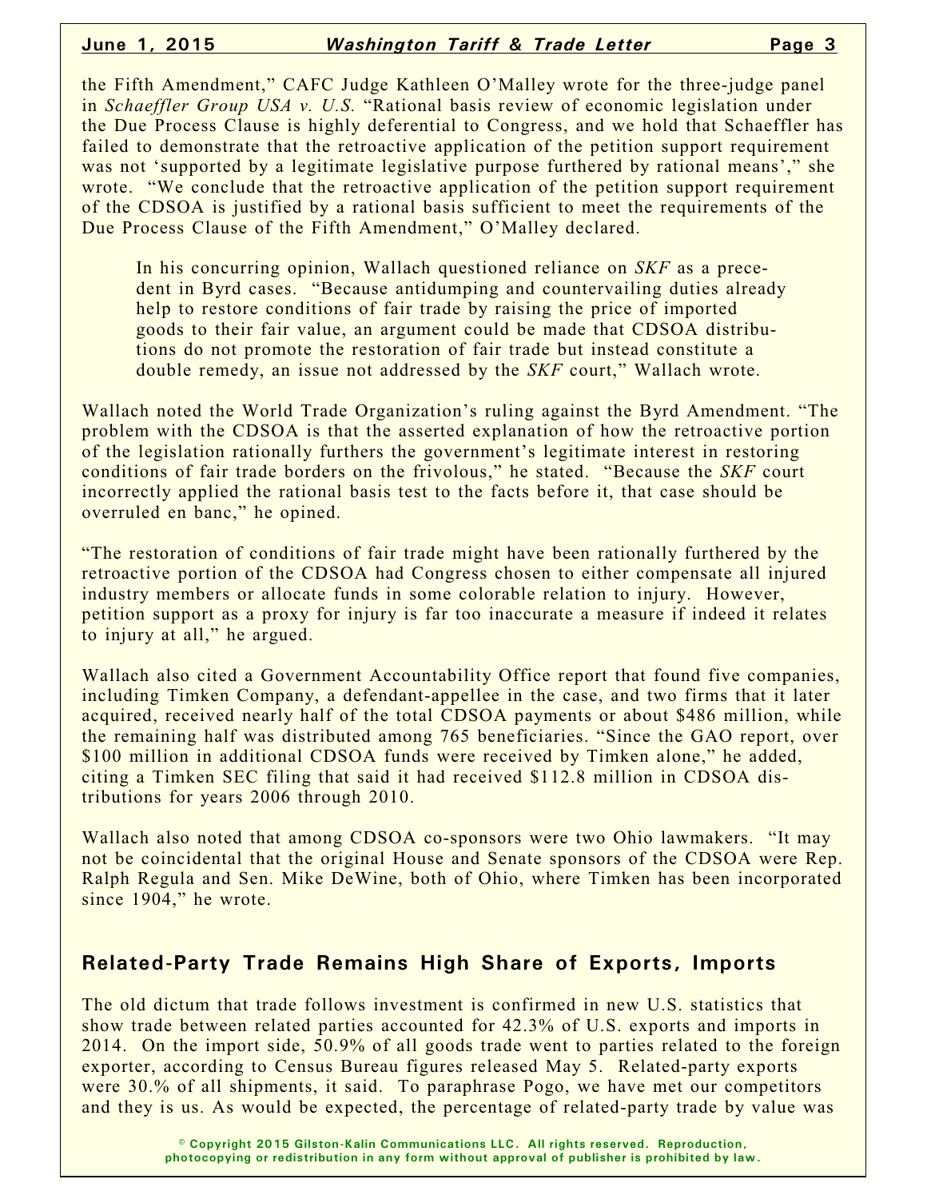the Fifth Amendment," CAFC Judge Kathleen O'Malley wrote for the three-judge panel in *Schaeffler Group USA v. U.S.* "Rational basis review of economic legislation under the Due Process Clause is highly deferential to Congress, and we hold that Schaeffler has failed to demonstrate that the retroactive application of the petition support requirement was not 'supported by a legitimate legislative purpose furthered by rational means'," she wrote. "We conclude that the retroactive application of the petition support requirement of the CDSOA is justified by a rational basis sufficient to meet the requirements of the Due Process Clause of the Fifth Amendment," O'Malley declared.

> In his concurring opinion, Wallach questioned reliance on *SKF* as a precedent in Byrd cases. "Because antidumping and countervailing duties already help to restore conditions of fair trade by raising the price of imported goods to their fair value, an argument could be made that CDSOA distributions do not promote the restoration of fair trade but instead constitute a double remedy, an issue not addressed by the *SKF* court," Wallach wrote.

Wallach noted the World Trade Organization's ruling against the Byrd Amendment. "The problem with the CDSOA is that the asserted explanation of how the retroactive portion of the legislation rationally furthers the government's legitimate interest in restoring conditions of fair trade borders on the frivolous," he stated. "Because the *SKF* court incorrectly applied the rational basis test to the facts before it, that case should be overruled en banc," he opined.

"The restoration of conditions of fair trade might have been rationally furthered by the retroactive portion of the CDSOA had Congress chosen to either compensate all injured industry members or allocate funds in some colorable relation to injury. However, petition support as a proxy for injury is far too inaccurate a measure if indeed it relates to injury at all," he argued.

Wallach also cited a Government Accountability Office report that found five companies, including Timken Company, a defendant-appellee in the case, and two firms that it later acquired, received nearly half of the total CDSOA payments or about $486 million, while the remaining half was distributed among 765 beneficiaries. "Since the GAO report, over $100 million in additional CDSOA funds were received by Timken alone," he added, citing a Timken SEC filing that said it had received $112.8 million in CDSOA distributions for years 2006 through 2010.

Wallach also noted that among CDSOA co-sponsors were two Ohio lawmakers. "It may not be coincidental that the original House and Senate sponsors of the CDSOA were Rep. Ralph Regula and Sen. Mike DeWine, both of Ohio, where Timken has been incorporated since 1904," he wrote.

## Related-Party Trade Remains High Share of Exports, Imports

The old dictum that trade follows investment is confirmed in new U.S. statistics that show trade between related parties accounted for 42.3% of U.S. exports and imports in 2014. On the import side, 50.9% of all goods trade went to parties related to the foreign exporter, according to Census Bureau figures released May 5. Related-party exports were 30.% of all shipments, it said. To paraphrase Pogo, we have met our competitors and they is us. As would be expected, the percentage of related-party trade by value was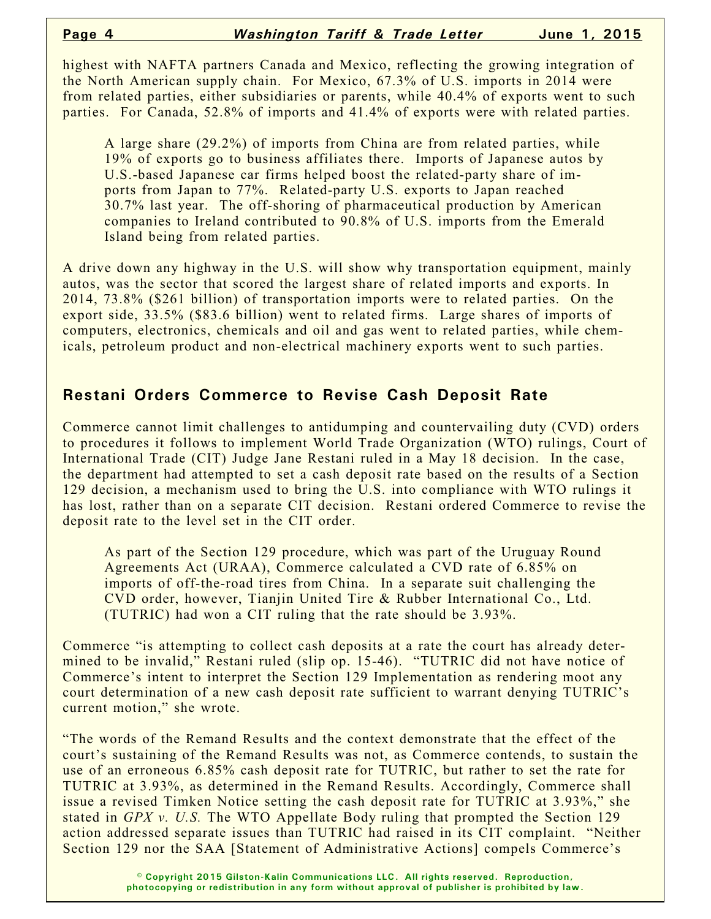highest with NAFTA partners Canada and Mexico, reflecting the growing integration of the North American supply chain. For Mexico, 67.3% of U.S. imports in 2014 were from related parties, either subsidiaries or parents, while 40.4% of exports went to such parties. For Canada, 52.8% of imports and 41.4% of exports were with related parties.

A large share (29.2%) of imports from China are from related parties, while 19% of exports go to business affiliates there. Imports of Japanese autos by U.S.-based Japanese car firms helped boost the related-party share of imports from Japan to 77%. Related-party U.S. exports to Japan reached 30.7% last year. The off-shoring of pharmaceutical production by American companies to Ireland contributed to 90.8% of U.S. imports from the Emerald Island being from related parties.

A drive down any highway in the U.S. will show why transportation equipment, mainly autos, was the sector that scored the largest share of related imports and exports. In 2014, 73.8% ($261 billion) of transportation imports were to related parties. On the export side, 33.5% ($83.6 billion) went to related firms. Large shares of imports of computers, electronics, chemicals and oil and gas went to related parties, while chemicals, petroleum product and non-electrical machinery exports went to such parties.

## Restani Orders Commerce to Revise Cash Deposit Rate

Commerce cannot limit challenges to antidumping and countervailing duty (CVD) orders to procedures it follows to implement World Trade Organization (WTO) rulings, Court of International Trade (CIT) Judge Jane Restani ruled in a May 18 decision. In the case, the department had attempted to set a cash deposit rate based on the results of a Section 129 decision, a mechanism used to bring the U.S. into compliance with WTO rulings it has lost, rather than on a separate CIT decision. Restani ordered Commerce to revise the deposit rate to the level set in the CIT order.

As part of the Section 129 procedure, which was part of the Uruguay Round Agreements Act (URAA), Commerce calculated a CVD rate of 6.85% on imports of off-the-road tires from China. In a separate suit challenging the CVD order, however, Tianjin United Tire & Rubber International Co., Ltd. (TUTRIC) had won a CIT ruling that the rate should be 3.93%.

Commerce "is attempting to collect cash deposits at a rate the court has already determined to be invalid," Restani ruled (slip op. 15-46). "TUTRIC did not have notice of Commerce's intent to interpret the Section 129 Implementation as rendering moot any court determination of a new cash deposit rate sufficient to warrant denying TUTRIC's current motion," she wrote.

"The words of the Remand Results and the context demonstrate that the effect of the court's sustaining of the Remand Results was not, as Commerce contends, to sustain the use of an erroneous 6.85% cash deposit rate for TUTRIC, but rather to set the rate for TUTRIC at 3.93%, as determined in the Remand Results. Accordingly, Commerce shall issue a revised Timken Notice setting the cash deposit rate for TUTRIC at 3.93%," she stated in *GPX v. U.S.* The WTO Appellate Body ruling that prompted the Section 129 action addressed separate issues than TUTRIC had raised in its CIT complaint. "Neither Section 129 nor the SAA [Statement of Administrative Actions] compels Commerce's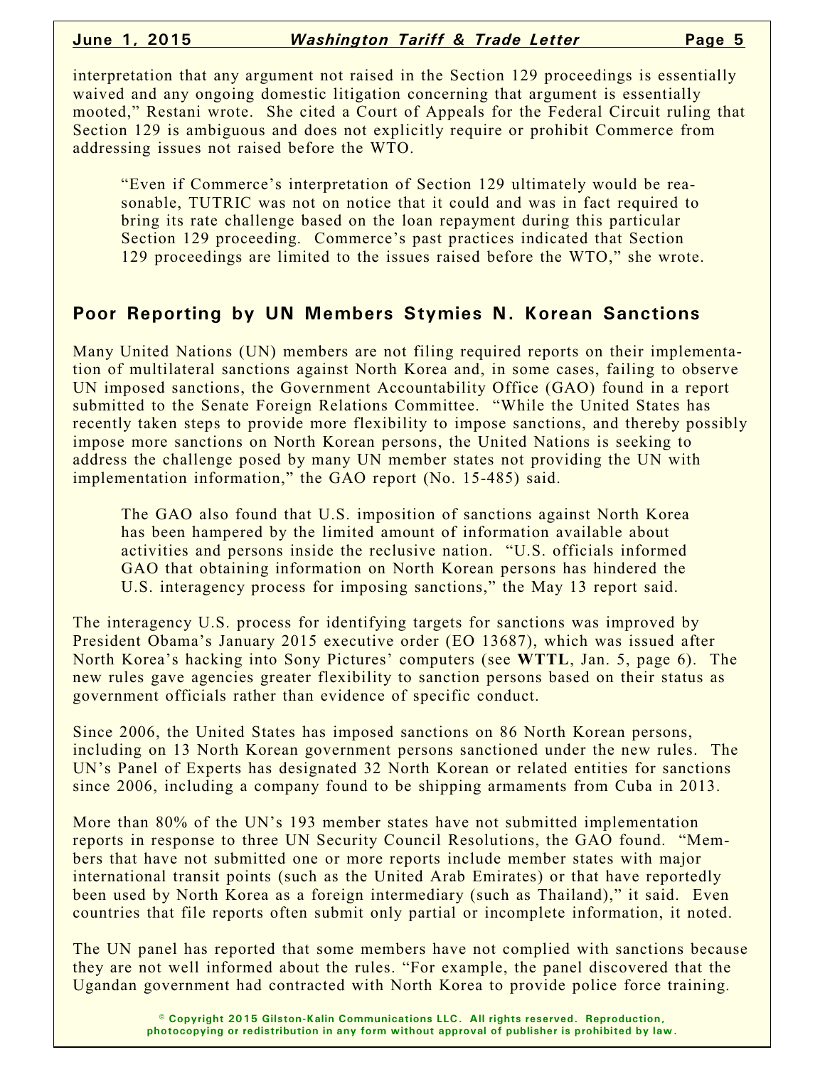interpretation that any argument not raised in the Section 129 proceedings is essentially waived and any ongoing domestic litigation concerning that argument is essentially mooted," Restani wrote. She cited a Court of Appeals for the Federal Circuit ruling that Section 129 is ambiguous and does not explicitly require or prohibit Commerce from addressing issues not raised before the WTO.

> "Even if Commerce's interpretation of Section 129 ultimately would be reasonable, TUTRIC was not on notice that it could and was in fact required to bring its rate challenge based on the loan repayment during this particular Section 129 proceeding. Commerce's past practices indicated that Section 129 proceedings are limited to the issues raised before the WTO," she wrote.

## Poor Reporting by UN Members Stymies N. Korean Sanctions

Many United Nations (UN) members are not filing required reports on their implementation of multilateral sanctions against North Korea and, in some cases, failing to observe UN imposed sanctions, the Government Accountability Office (GAO) found in a report submitted to the Senate Foreign Relations Committee. "While the United States has recently taken steps to provide more flexibility to impose sanctions, and thereby possibly impose more sanctions on North Korean persons, the United Nations is seeking to address the challenge posed by many UN member states not providing the UN with implementation information," the GAO report (No. 15-485) said.

> The GAO also found that U.S. imposition of sanctions against North Korea has been hampered by the limited amount of information available about activities and persons inside the reclusive nation. "U.S. officials informed GAO that obtaining information on North Korean persons has hindered the U.S. interagency process for imposing sanctions," the May 13 report said.

The interagency U.S. process for identifying targets for sanctions was improved by President Obama's January 2015 executive order (EO 13687), which was issued after North Korea's hacking into Sony Pictures' computers (see **WTTL**, Jan. 5, page 6). The new rules gave agencies greater flexibility to sanction persons based on their status as government officials rather than evidence of specific conduct.

Since 2006, the United States has imposed sanctions on 86 North Korean persons, including on 13 North Korean government persons sanctioned under the new rules. The UN's Panel of Experts has designated 32 North Korean or related entities for sanctions since 2006, including a company found to be shipping armaments from Cuba in 2013.

More than 80% of the UN's 193 member states have not submitted implementation reports in response to three UN Security Council Resolutions, the GAO found. "Members that have not submitted one or more reports include member states with major international transit points (such as the United Arab Emirates) or that have reportedly been used by North Korea as a foreign intermediary (such as Thailand)," it said. Even countries that file reports often submit only partial or incomplete information, it noted.

The UN panel has reported that some members have not complied with sanctions because they are not well informed about the rules. "For example, the panel discovered that the Ugandan government had contracted with North Korea to provide police force training.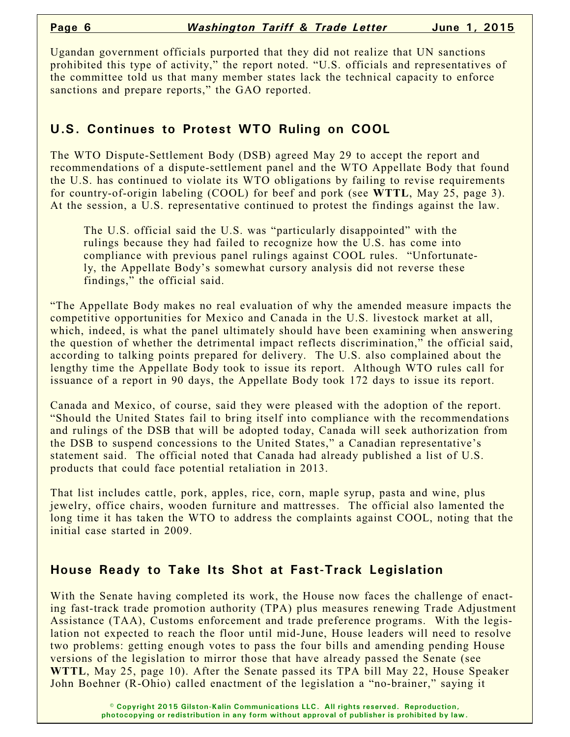Ugandan government officials purported that they did not realize that UN sanctions prohibited this type of activity," the report noted. "U.S. officials and representatives of the committee told us that many member states lack the technical capacity to enforce sanctions and prepare reports," the GAO reported.

## U.S. Continues to Protest WTO Ruling on COOL

The WTO Dispute-Settlement Body (DSB) agreed May 29 to accept the report and recommendations of a dispute-settlement panel and the WTO Appellate Body that found the U.S. has continued to violate its WTO obligations by failing to revise requirements for country-of-origin labeling (COOL) for beef and pork (see **WTTL**, May 25, page 3). At the session, a U.S. representative continued to protest the findings against the law.

> The U.S. official said the U.S. was "particularly disappointed" with the rulings because they had failed to recognize how the U.S. has come into compliance with previous panel rulings against COOL rules. "Unfortunately, the Appellate Body's somewhat cursory analysis did not reverse these findings," the official said.

"The Appellate Body makes no real evaluation of why the amended measure impacts the competitive opportunities for Mexico and Canada in the U.S. livestock market at all, which, indeed, is what the panel ultimately should have been examining when answering the question of whether the detrimental impact reflects discrimination," the official said, according to talking points prepared for delivery. The U.S. also complained about the lengthy time the Appellate Body took to issue its report. Although WTO rules call for issuance of a report in 90 days, the Appellate Body took 172 days to issue its report.

Canada and Mexico, of course, said they were pleased with the adoption of the report. "Should the United States fail to bring itself into compliance with the recommendations and rulings of the DSB that will be adopted today, Canada will seek authorization from the DSB to suspend concessions to the United States," a Canadian representative's statement said. The official noted that Canada had already published a list of U.S. products that could face potential retaliation in 2013.

That list includes cattle, pork, apples, rice, corn, maple syrup, pasta and wine, plus jewelry, office chairs, wooden furniture and mattresses. The official also lamented the long time it has taken the WTO to address the complaints against COOL, noting that the initial case started in 2009.

## House Ready to Take Its Shot at Fast-Track Legislation

With the Senate having completed its work, the House now faces the challenge of enacting fast-track trade promotion authority (TPA) plus measures renewing Trade Adjustment Assistance (TAA), Customs enforcement and trade preference programs. With the legislation not expected to reach the floor until mid-June, House leaders will need to resolve two problems: getting enough votes to pass the four bills and amending pending House versions of the legislation to mirror those that have already passed the Senate (see **WTTL**, May 25, page 10). After the Senate passed its TPA bill May 22, House Speaker John Boehner (R-Ohio) called enactment of the legislation a "no-brainer," saying it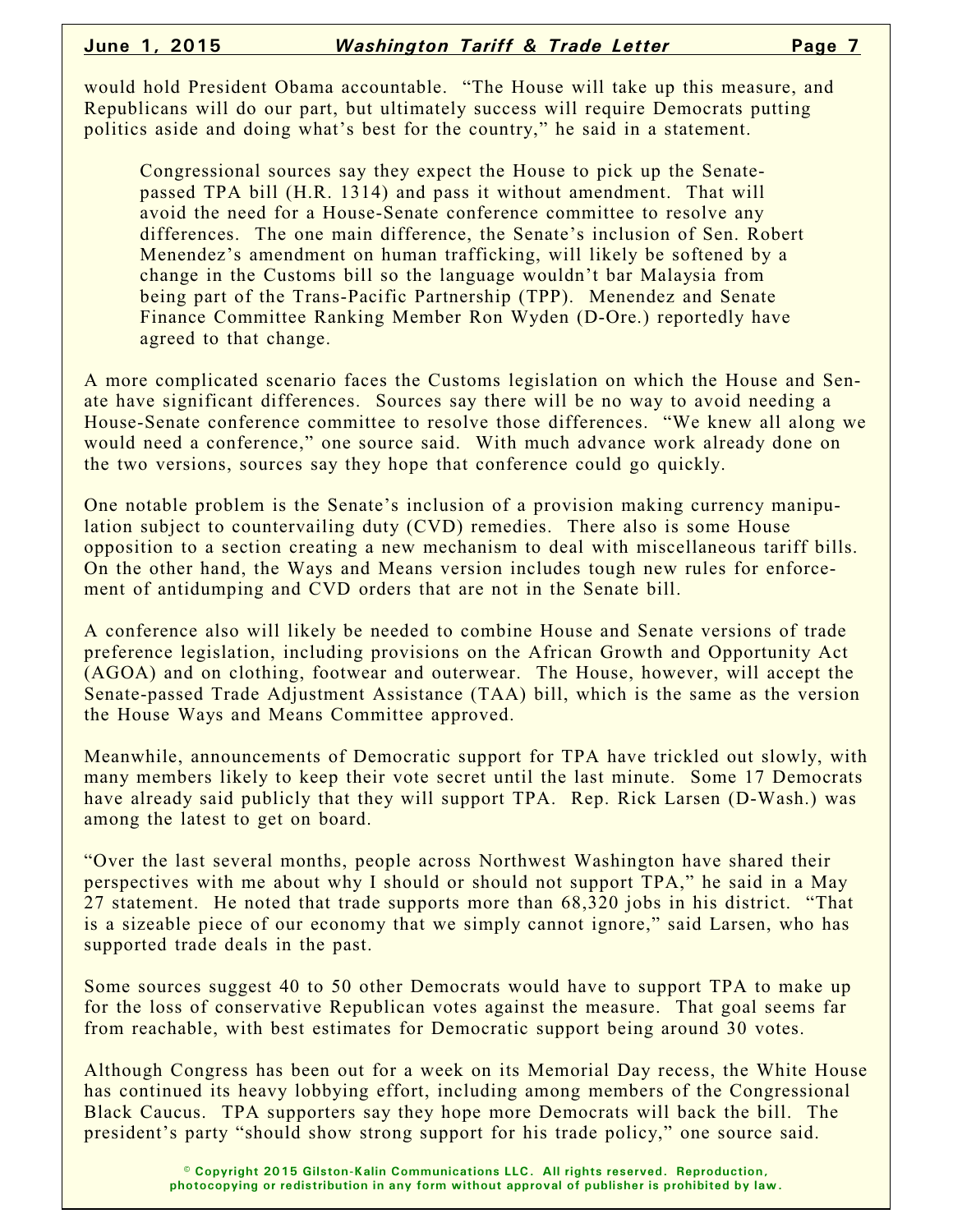would hold President Obama accountable. "The House will take up this measure, and Republicans will do our part, but ultimately success will require Democrats putting politics aside and doing what's best for the country," he said in a statement.

> Congressional sources say they expect the House to pick up the Senate-passed TPA bill (H.R. 1314) and pass it without amendment. That will avoid the need for a House-Senate conference committee to resolve any differences. The one main difference, the Senate's inclusion of Sen. Robert Menendez's amendment on human trafficking, will likely be softened by a change in the Customs bill so the language wouldn't bar Malaysia from being part of the Trans-Pacific Partnership (TPP). Menendez and Senate Finance Committee Ranking Member Ron Wyden (D-Ore.) reportedly have agreed to that change.

A more complicated scenario faces the Customs legislation on which the House and Senate have significant differences. Sources say there will be no way to avoid needing a House-Senate conference committee to resolve those differences. "We knew all along we would need a conference," one source said. With much advance work already done on the two versions, sources say they hope that conference could go quickly.

One notable problem is the Senate's inclusion of a provision making currency manipulation subject to countervailing duty (CVD) remedies. There also is some House opposition to a section creating a new mechanism to deal with miscellaneous tariff bills. On the other hand, the Ways and Means version includes tough new rules for enforcement of antidumping and CVD orders that are not in the Senate bill.

A conference also will likely be needed to combine House and Senate versions of trade preference legislation, including provisions on the African Growth and Opportunity Act (AGOA) and on clothing, footwear and outerwear. The House, however, will accept the Senate-passed Trade Adjustment Assistance (TAA) bill, which is the same as the version the House Ways and Means Committee approved.

Meanwhile, announcements of Democratic support for TPA have trickled out slowly, with many members likely to keep their vote secret until the last minute. Some 17 Democrats have already said publicly that they will support TPA. Rep. Rick Larsen (D-Wash.) was among the latest to get on board.

"Over the last several months, people across Northwest Washington have shared their perspectives with me about why I should or should not support TPA," he said in a May 27 statement. He noted that trade supports more than 68,320 jobs in his district. "That is a sizeable piece of our economy that we simply cannot ignore," said Larsen, who has supported trade deals in the past.

Some sources suggest 40 to 50 other Democrats would have to support TPA to make up for the loss of conservative Republican votes against the measure. That goal seems far from reachable, with best estimates for Democratic support being around 30 votes.

Although Congress has been out for a week on its Memorial Day recess, the White House has continued its heavy lobbying effort, including among members of the Congressional Black Caucus. TPA supporters say they hope more Democrats will back the bill. The president's party "should show strong support for his trade policy," one source said.

© Copyright 2015 Gilston-Kalin Communications LLC. All rights reserved. Reproduction, photocopying or redistribution in any form without approval of publisher is prohibited by law.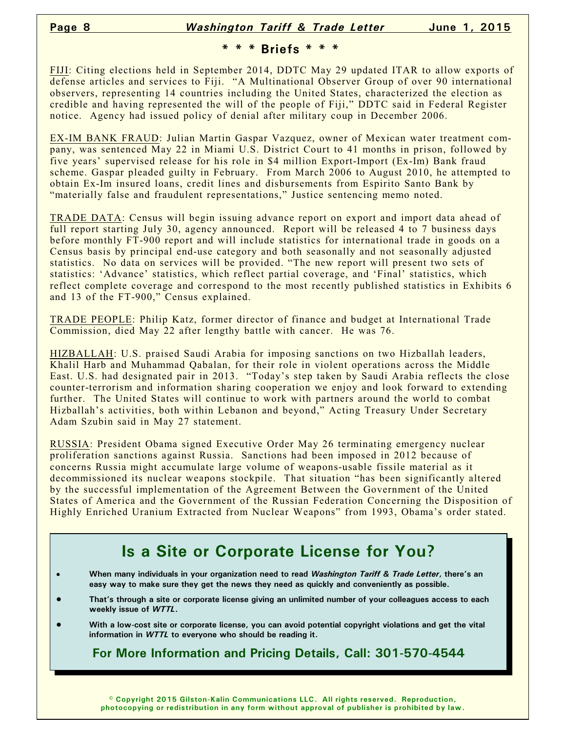## * * * Briefs * * *

FIJI: Citing elections held in September 2014, DDTC May 29 updated ITAR to allow exports of defense articles and services to Fiji. "A Multinational Observer Group of over 90 international observers, representing 14 countries including the United States, characterized the election as credible and having represented the will of the people of Fiji," DDTC said in Federal Register notice. Agency had issued policy of denial after military coup in December 2006.

EX-IM BANK FRAUD: Julian Martin Gaspar Vazquez, owner of Mexican water treatment company, was sentenced May 22 in Miami U.S. District Court to 41 months in prison, followed by five years' supervised release for his role in $4 million Export-Import (Ex-Im) Bank fraud scheme. Gaspar pleaded guilty in February. From March 2006 to August 2010, he attempted to obtain Ex-Im insured loans, credit lines and disbursements from Espirito Santo Bank by "materially false and fraudulent representations," Justice sentencing memo noted.

TRADE DATA: Census will begin issuing advance report on export and import data ahead of full report starting July 30, agency announced. Report will be released 4 to 7 business days before monthly FT-900 report and will include statistics for international trade in goods on a Census basis by principal end-use category and both seasonally and not seasonally adjusted statistics. No data on services will be provided. "The new report will present two sets of statistics: 'Advance' statistics, which reflect partial coverage, and 'Final' statistics, which reflect complete coverage and correspond to the most recently published statistics in Exhibits 6 and 13 of the FT-900," Census explained.

TRADE PEOPLE: Philip Katz, former director of finance and budget at International Trade Commission, died May 22 after lengthy battle with cancer. He was 76.

HIZBALLAH: U.S. praised Saudi Arabia for imposing sanctions on two Hizballah leaders, Khalil Harb and Muhammad Qabalan, for their role in violent operations across the Middle East. U.S. had designated pair in 2013. "Today's step taken by Saudi Arabia reflects the close counter-terrorism and information sharing cooperation we enjoy and look forward to extending further. The United States will continue to work with partners around the world to combat Hizballah's activities, both within Lebanon and beyond," Acting Treasury Under Secretary Adam Szubin said in May 27 statement.

RUSSIA: President Obama signed Executive Order May 26 terminating emergency nuclear proliferation sanctions against Russia. Sanctions had been imposed in 2012 because of concerns Russia might accumulate large volume of weapons-usable fissile material as it decommissioned its nuclear weapons stockpile. That situation "has been significantly altered by the successful implementation of the Agreement Between the Government of the United States of America and the Government of the Russian Federation Concerning the Disposition of Highly Enriched Uranium Extracted from Nuclear Weapons" from 1993, Obama's order stated.

## Is a Site or Corporate License for You?

- **When many individuals in your organization need to read *Washington Tariff & Trade Letter*, there's an easy way to make sure they get the news they need as quickly and conveniently as possible.**
- **That's through a site or corporate license giving an unlimited number of your colleagues access to each weekly issue of *WTTL*.**
- **With a low-cost site or corporate license, you can avoid potential copyright violations and get the vital information in *WTTL* to everyone who should be reading it.**

**For More Information and Pricing Details, Call: 301-570-4544**

© Copyright 2015 Gilston-Kalin Communications LLC. All rights reserved. Reproduction, photocopying or redistribution in any form without approval of publisher is prohibited by law.